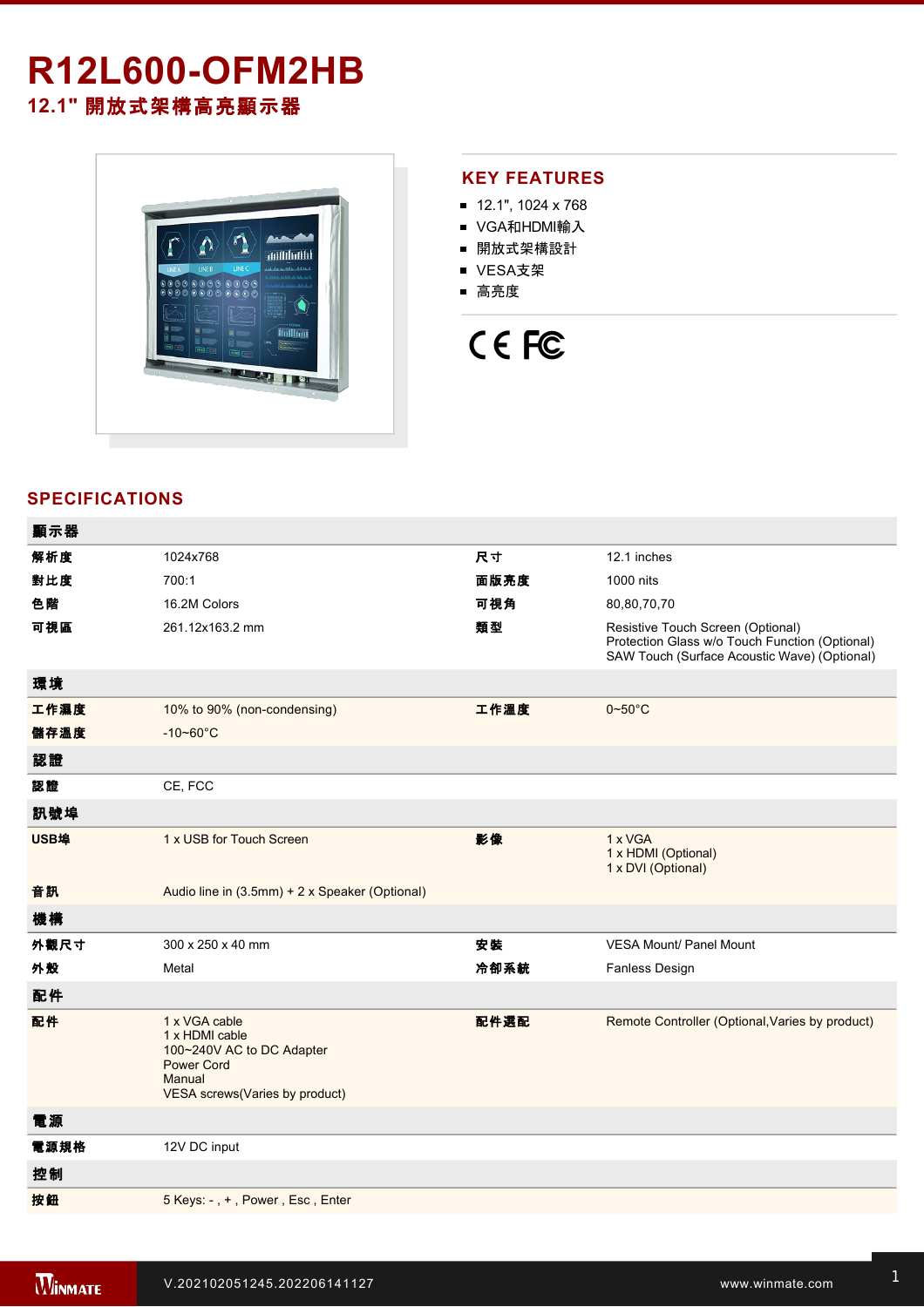# R12L600-OFM2HB

## 12.1" 開放式架構高亮顯示器

## KEY FEATURES

- 12.1", 1024 x 768
- VGA和HDMI輸入
- 開放式架構設計
- VESA支架
- 高亮度

## SPECIFICATIONS

| 顯示器 | | | |
|---|---|---|---|
| 解析度 | 1024x768 | 尺寸 | 12.1 inches |
| 對比度 | 700:1 | 面版亮度 | 1000 nits |
| 色階 | 16.2M Colors | 可視角 | 80,80,70,70 |
| 可視區 | 261.12x163.2 mm | 類型 | Resistive Touch Screen (Optional)<br>Protection Glass w/o Touch Function (Optional)<br>SAW Touch (Surface Acoustic Wave) (Optional) |
| **環境** | | | |
| 工作濕度 | 10% to 90% (non-condensing) | 工作溫度 | 0~50°C |
| 儲存溫度 | -10~60°C | | |
| **認證** | | | |
| 認證 | CE, FCC | | |
| **訊號埠** | | | |
| USB埠 | 1 x USB for Touch Screen | 影像 | 1 x VGA<br>1 x HDMI (Optional)<br>1 x DVI (Optional) |
| 音訊 | Audio line in (3.5mm) + 2 x Speaker (Optional) | | |
| **機構** | | | |
| 外觀尺寸 | 300 x 250 x 40 mm | 安裝 | VESA Mount/ Panel Mount |
| 外殼 | Metal | 冷卻系統 | Fanless Design |
| **配件** | | | |
| 配件 | 1 x VGA cable<br>1 x HDMI cable<br>100~240V AC to DC Adapter<br>Power Cord<br>Manual<br>VESA screws(Varies by product) | 配件選配 | Remote Controller (Optional,Varies by product) |
| **電源** | | | |
| 電源規格 | 12V DC input | | |
| **控制** | | | |
| 按鈕 | 5 Keys: - , + , Power , Esc , Enter | | |

V.202102051245.202206141127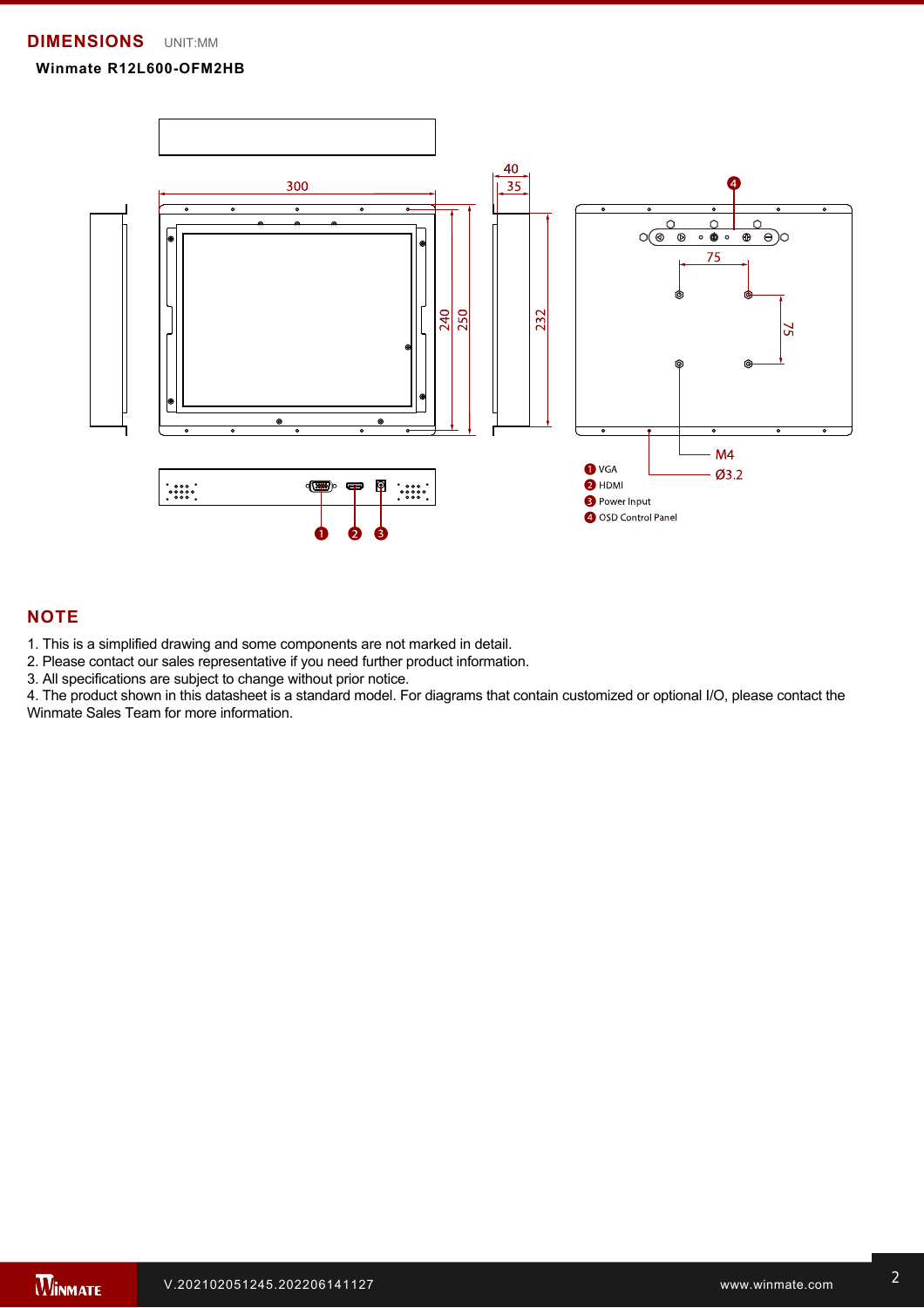## DIMENSIONS UNIT:MM

**Winmate R12L600-OFM2HB**

300

40

35

240

250

232

75

75

M4

Ø3.2

1 VGA
2 HDMI
3 Power Input
4 OSD Control Panel

## NOTE

1. This is a simplified drawing and some components are not marked in detail.
2. Please contact our sales representative if you need further product information.
3. All specifications are subject to change without prior notice.
4. The product shown in this datasheet is a standard model. For diagrams that contain customized or optional I/O, please contact the Winmate Sales Team for more information.